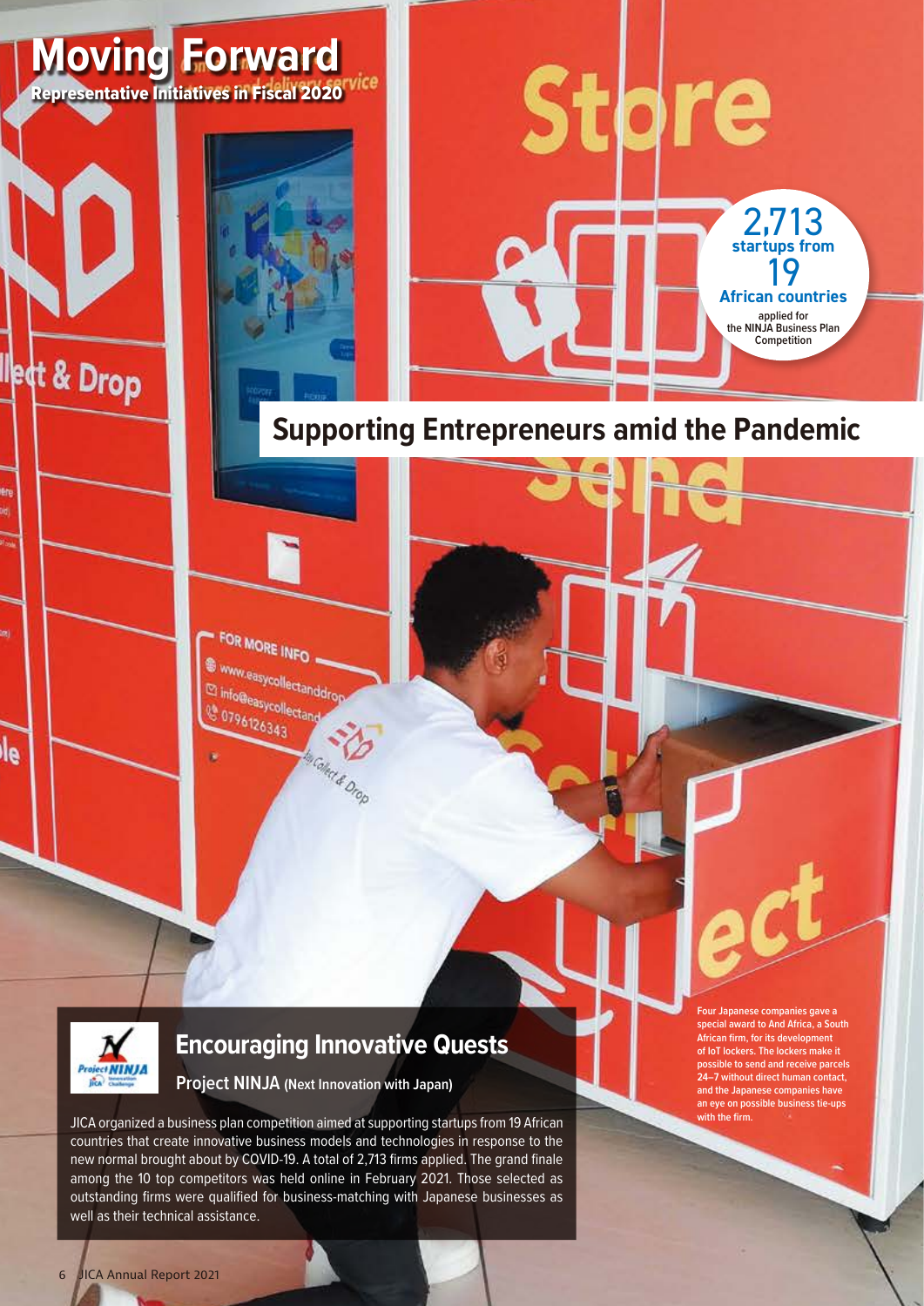# Moving Forward

**Representative Initiatives in Fiscal 2020**

**2,713 startups from 19 African countries** applied for the NINJA Business Plan Competition

## Supporting Entrepreneurs amid the Pandemic

### Encouraging Innovative Quests

**Project NINJA (Next Innovation with Japan)**

JICA organized a business plan competition aimed at supporting startups from 19 African countries that create innovative business models and technologies in response to the new normal brought about by COVID-19. A total of 2,713 firms applied. The grand finale among the 10 top competitors was held online in February 2021. Those selected as outstanding firms were qualified for business-matching with Japanese businesses as well as their technical assistance.

Four Japanese companies gave a special award to And Africa, a South African firm, for its development of IoT lockers. The lockers make it possible to send and receive parcels 24–7 without direct human contact, and the Japanese companies have an eye on possible business tie-ups with the firm.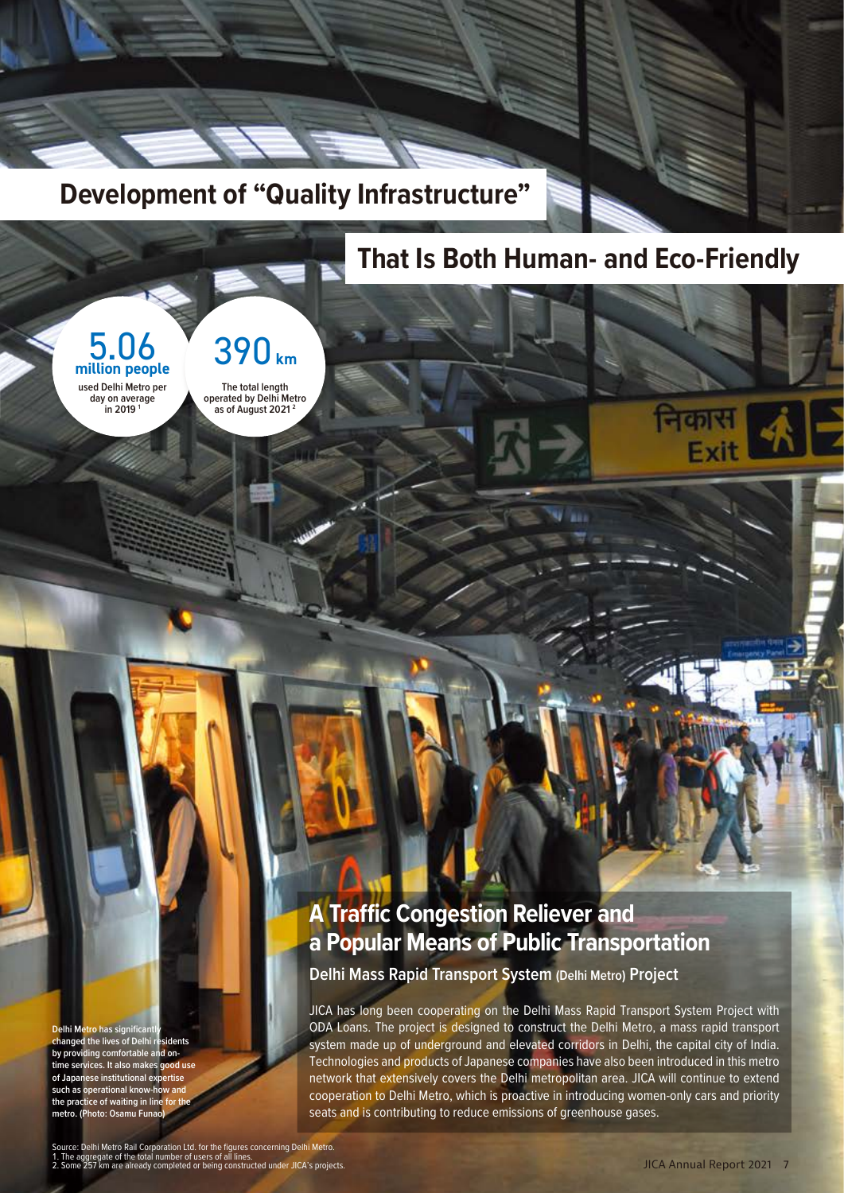# Development of "Quality Infrastructure" That Is Both Human- and Eco-Friendly

**5.06 million people**
used Delhi Metro per day on average in 2019[1]

**390 km**
The total length operated by Delhi Metro as of August 2021[2]

## A Traffic Congestion Reliever and a Popular Means of Public Transportation

### Delhi Mass Rapid Transport System (Delhi Metro) Project

JICA has long been cooperating on the Delhi Mass Rapid Transport System Project with ODA Loans. The project is designed to construct the Delhi Metro, a mass rapid transport system made up of underground and elevated corridors in Delhi, the capital city of India. Technologies and products of Japanese companies have also been introduced in this metro network that extensively covers the Delhi metropolitan area. JICA will continue to extend cooperation to Delhi Metro, which is proactive in introducing women-only cars and priority seats and is contributing to reduce emissions of greenhouse gases.

**Delhi Metro has significantly changed the lives of Delhi residents by providing comfortable and on-time services. It also makes good use of Japanese institutional expertise such as operational know-how and the practice of waiting in line for the metro. (Photo: Osamu Funao)**

Source: Delhi Metro Rail Corporation Ltd. for the figures concerning Delhi Metro.
1. The aggregate of the total number of users of all lines.
2. Some 257 km are already completed or being constructed under JICA's projects.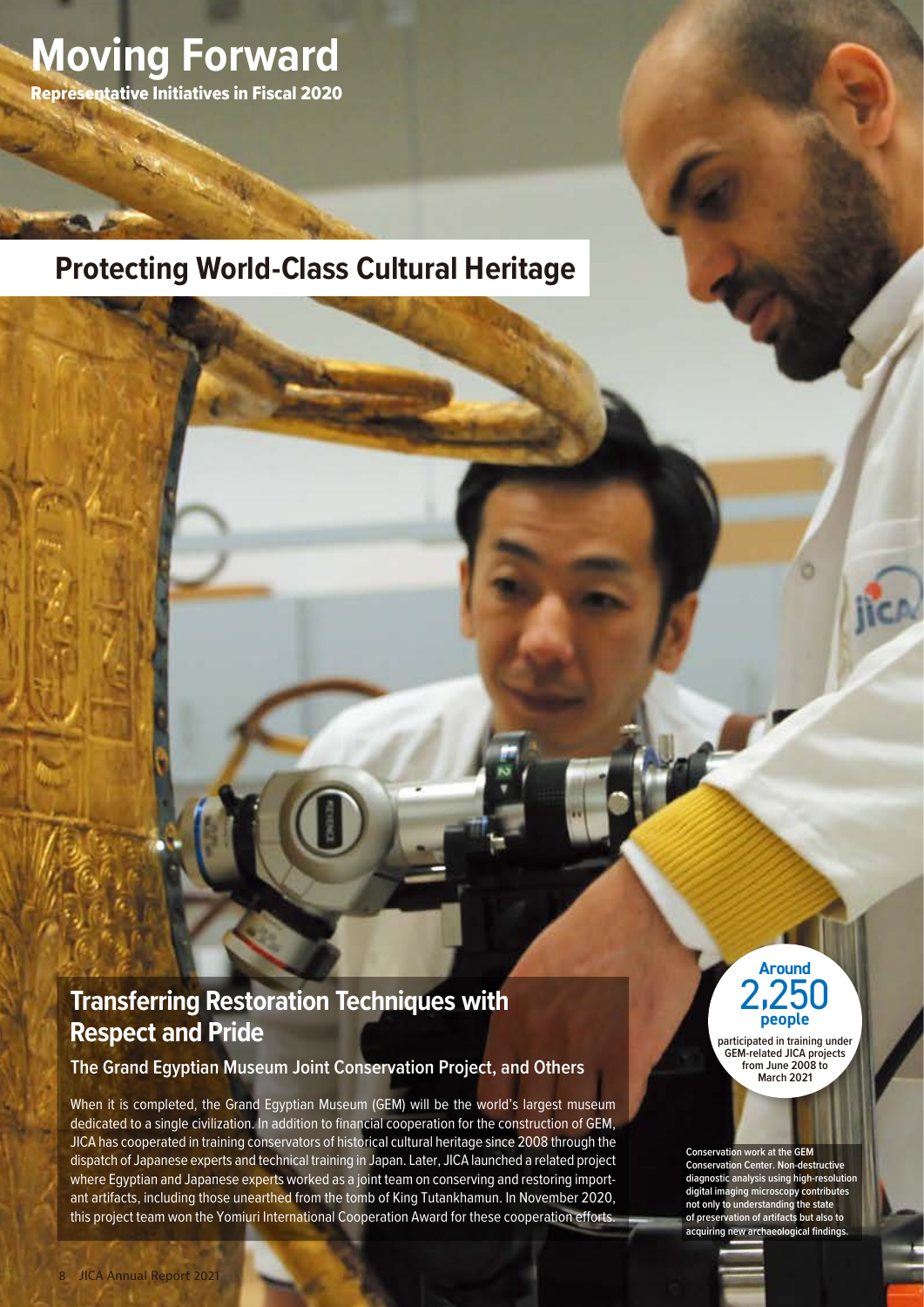# Moving Forward

**Representative Initiatives in Fiscal 2020**

## Protecting World-Class Cultural Heritage

### Transferring Restoration Techniques with Respect and Pride

**The Grand Egyptian Museum Joint Conservation Project, and Others**

When it is completed, the Grand Egyptian Museum (GEM) will be the world's largest museum dedicated to a single civilization. In addition to financial cooperation for the construction of GEM, JICA has cooperated in training conservators of historical cultural heritage since 2008 through the dispatch of Japanese experts and technical training in Japan. Later, JICA launched a related project where Egyptian and Japanese experts worked as a joint team on conserving and restoring important artifacts, including those unearthed from the tomb of King Tutankhamun. In November 2020, this project team won the Yomiuri International Cooperation Award for these cooperation efforts.

**Around 2,250 people**

participated in training under GEM-related JICA projects from June 2008 to March 2021

Conservation work at the GEM Conservation Center. Non-destructive diagnostic analysis using high-resolution digital imaging microscopy contributes not only to understanding the state of preservation of artifacts but also to acquiring new archaeological findings.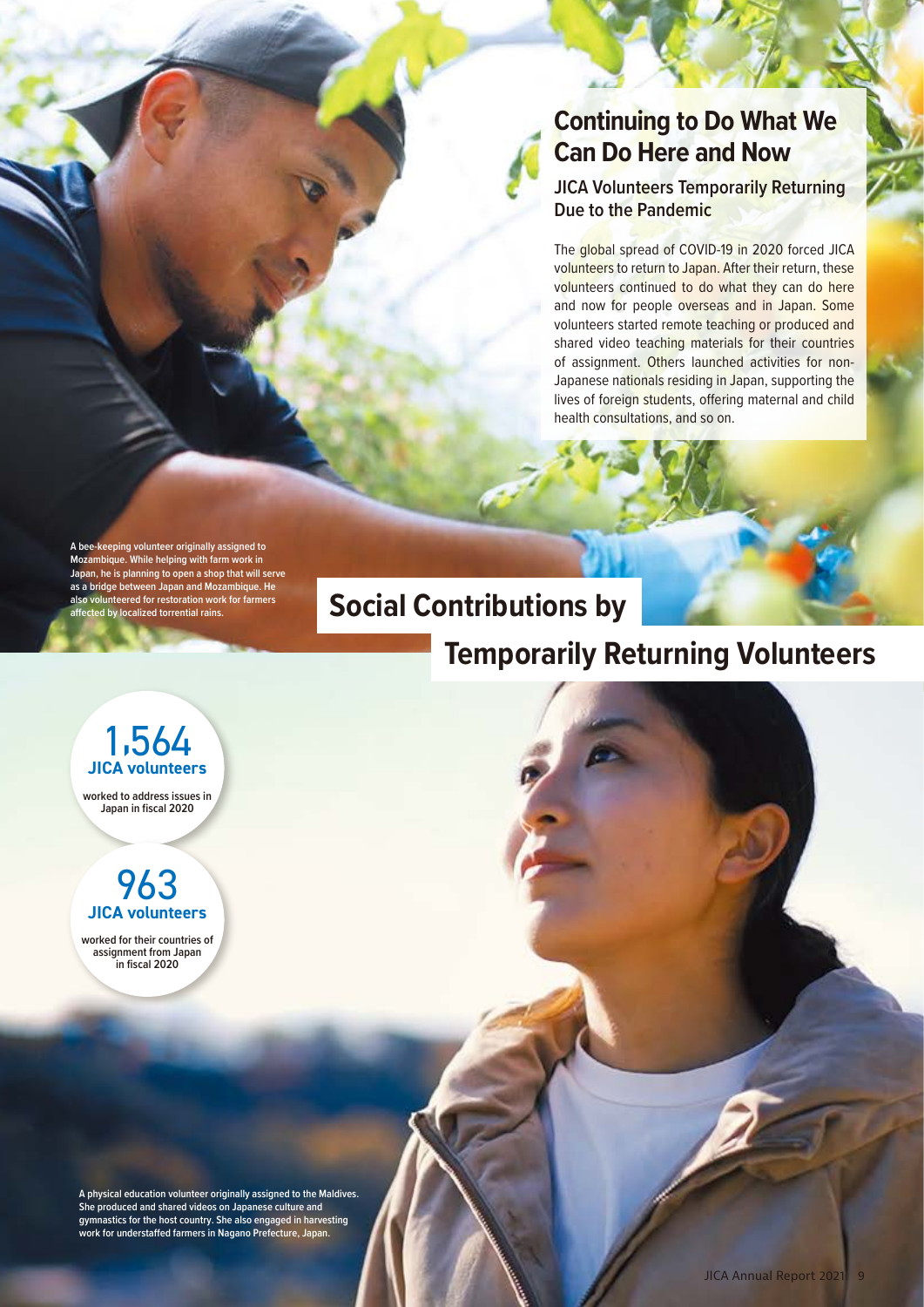## Continuing to Do What We Can Do Here and Now

### JICA Volunteers Temporarily Returning Due to the Pandemic

The global spread of COVID-19 in 2020 forced JICA volunteers to return to Japan. After their return, these volunteers continued to do what they can do here and now for people overseas and in Japan. Some volunteers started remote teaching or produced and shared video teaching materials for their countries of assignment. Others launched activities for non-Japanese nationals residing in Japan, supporting the lives of foreign students, offering maternal and child health consultations, and so on.

A bee-keeping volunteer originally assigned to Mozambique. While helping with farm work in Japan, he is planning to open a shop that will serve as a bridge between Japan and Mozambique. He also volunteered for restoration work for farmers affected by localized torrential rains.

# Social Contributions by Temporarily Returning Volunteers

**1,564 JICA volunteers**

worked to address issues in Japan in fiscal 2020

**963 JICA volunteers**

worked for their countries of assignment from Japan in fiscal 2020

A physical education volunteer originally assigned to the Maldives. She produced and shared videos on Japanese culture and gymnastics for the host country. She also engaged in harvesting work for understaffed farmers in Nagano Prefecture, Japan.